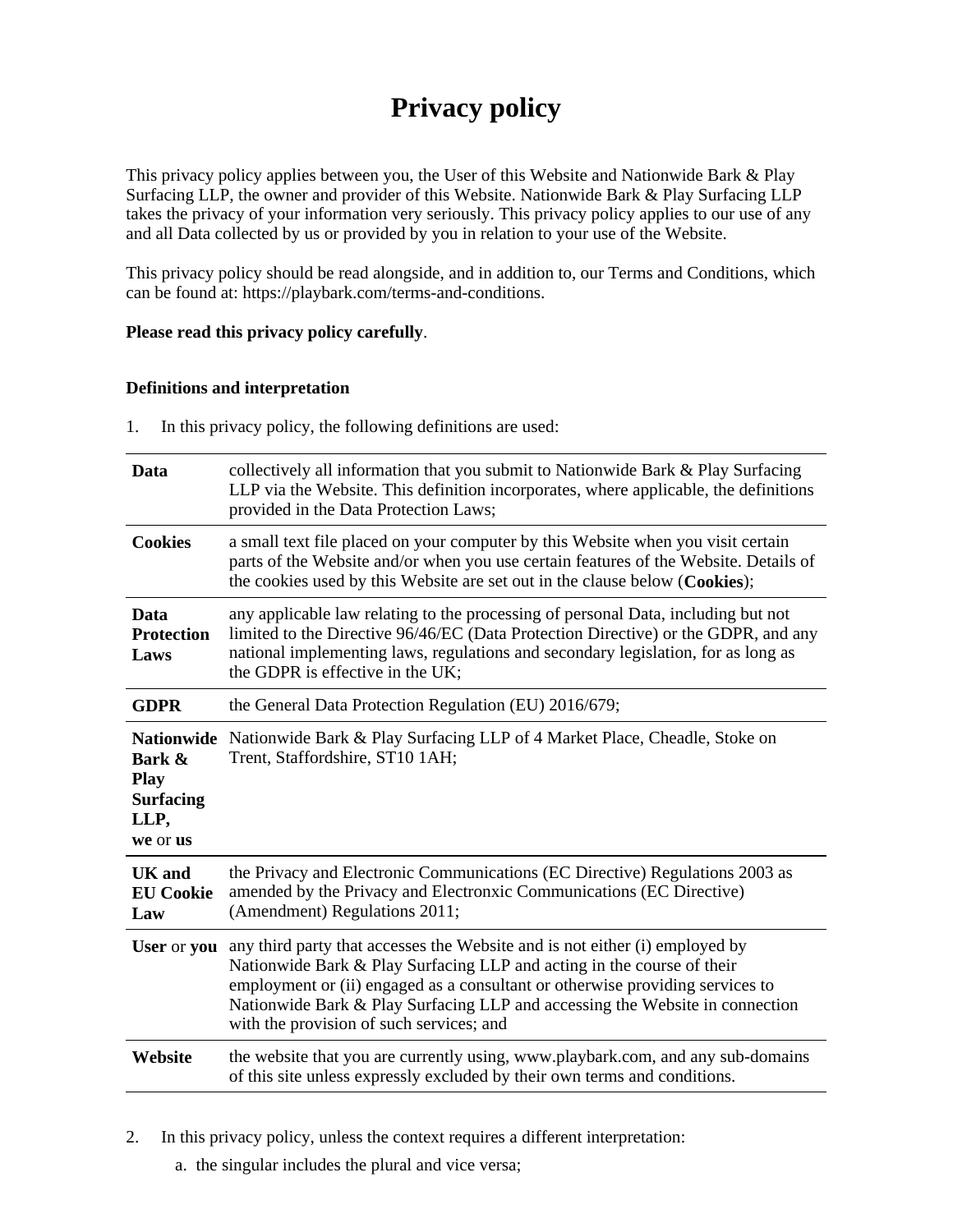# Privacy policy

This privacy policy applies between you, the User of this Website and Nationwide Bark & Play Surfacing LLP, the owner and provider of this Website. Nationwide Bark & Play Surfacing LLP takes the privacy of your information very seriously. This privacy policy applies to our use of any and all Data collected by us or provided by you in relation to your use of the Website.

This privacy policy should be read alongside, and in addition to, our Terms and Conditions, which can be found at: https://playbark.com/terms-and-conditions.

**Please read this privacy policy carefully**.

### Definitions and interpretation

1. In this privacy policy, the following definitions are used:

| | |
|---|---|
| **Data** | collectively all information that you submit to Nationwide Bark & Play Surfacing LLP via the Website. This definition incorporates, where applicable, the definitions provided in the Data Protection Laws; |
| **Cookies** | a small text file placed on your computer by this Website when you visit certain parts of the Website and/or when you use certain features of the Website. Details of the cookies used by this Website are set out in the clause below (**Cookies**); |
| **Data Protection Laws** | any applicable law relating to the processing of personal Data, including but not limited to the Directive 96/46/EC (Data Protection Directive) or the GDPR, and any national implementing laws, regulations and secondary legislation, for as long as the GDPR is effective in the UK; |
| **GDPR** | the General Data Protection Regulation (EU) 2016/679; |
| **Nationwide Bark & Play Surfacing LLP, we** or **us** | Nationwide Bark & Play Surfacing LLP of 4 Market Place, Cheadle, Stoke on Trent, Staffordshire, ST10 1AH; |
| **UK and EU Cookie Law** | the Privacy and Electronic Communications (EC Directive) Regulations 2003 as amended by the Privacy and Electronxic Communications (EC Directive) (Amendment) Regulations 2011; |
| **User** or **you** | any third party that accesses the Website and is not either (i) employed by Nationwide Bark & Play Surfacing LLP and acting in the course of their employment or (ii) engaged as a consultant or otherwise providing services to Nationwide Bark & Play Surfacing LLP and accessing the Website in connection with the provision of such services; and |
| **Website** | the website that you are currently using, www.playbark.com, and any sub-domains of this site unless expressly excluded by their own terms and conditions. |

2. In this privacy policy, unless the context requires a different interpretation:
   a. the singular includes the plural and vice versa;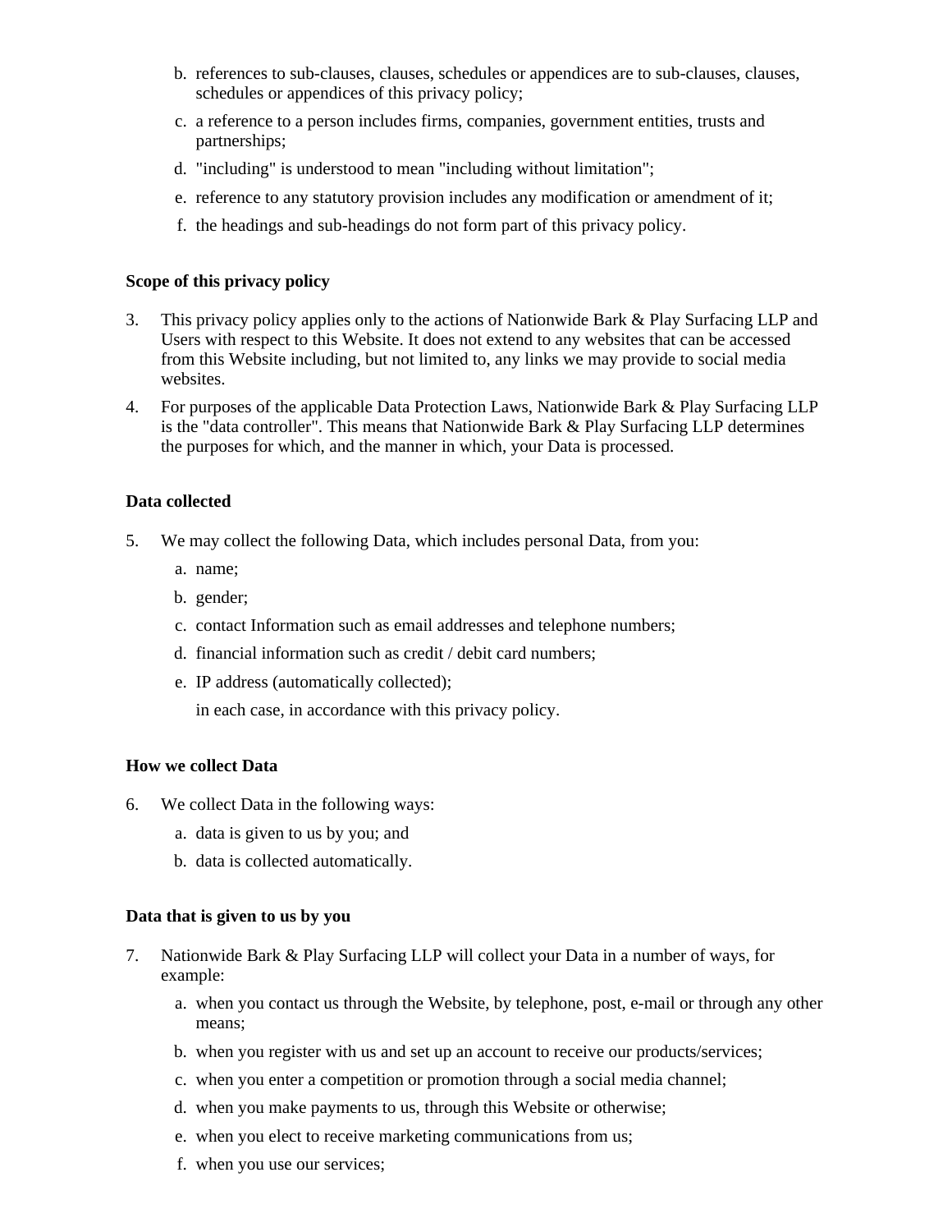b. references to sub-clauses, clauses, schedules or appendices are to sub-clauses, clauses, schedules or appendices of this privacy policy;
c. a reference to a person includes firms, companies, government entities, trusts and partnerships;
d. "including" is understood to mean "including without limitation";
e. reference to any statutory provision includes any modification or amendment of it;
f. the headings and sub-headings do not form part of this privacy policy.

**Scope of this privacy policy**

3. This privacy policy applies only to the actions of Nationwide Bark & Play Surfacing LLP and Users with respect to this Website. It does not extend to any websites that can be accessed from this Website including, but not limited to, any links we may provide to social media websites.
4. For purposes of the applicable Data Protection Laws, Nationwide Bark & Play Surfacing LLP is the "data controller". This means that Nationwide Bark & Play Surfacing LLP determines the purposes for which, and the manner in which, your Data is processed.

**Data collected**

5. We may collect the following Data, which includes personal Data, from you:
   a. name;
   b. gender;
   c. contact Information such as email addresses and telephone numbers;
   d. financial information such as credit / debit card numbers;
   e. IP address (automatically collected);

   in each case, in accordance with this privacy policy.

**How we collect Data**

6. We collect Data in the following ways:
   a. data is given to us by you; and
   b. data is collected automatically.

**Data that is given to us by you**

7. Nationwide Bark & Play Surfacing LLP will collect your Data in a number of ways, for example:
   a. when you contact us through the Website, by telephone, post, e-mail or through any other means;
   b. when you register with us and set up an account to receive our products/services;
   c. when you enter a competition or promotion through a social media channel;
   d. when you make payments to us, through this Website or otherwise;
   e. when you elect to receive marketing communications from us;
   f. when you use our services;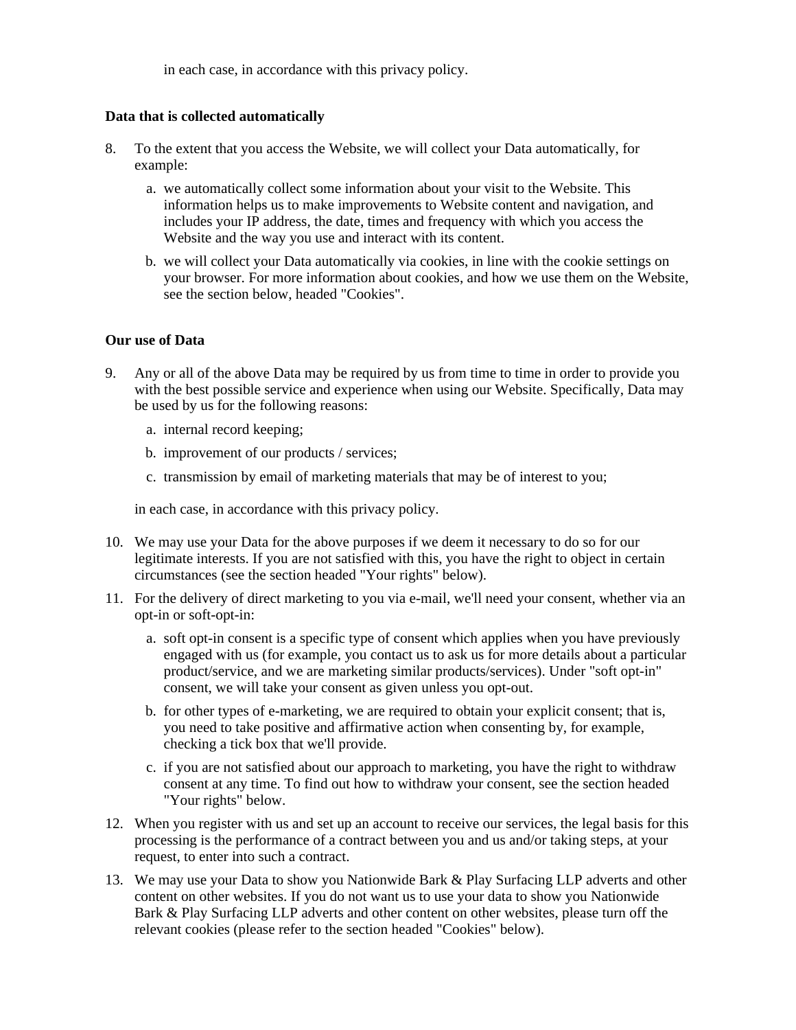in each case, in accordance with this privacy policy.

**Data that is collected automatically**

8. To the extent that you access the Website, we will collect your Data automatically, for example:
   a. we automatically collect some information about your visit to the Website. This information helps us to make improvements to Website content and navigation, and includes your IP address, the date, times and frequency with which you access the Website and the way you use and interact with its content.
   b. we will collect your Data automatically via cookies, in line with the cookie settings on your browser. For more information about cookies, and how we use them on the Website, see the section below, headed "Cookies".

**Our use of Data**

9. Any or all of the above Data may be required by us from time to time in order to provide you with the best possible service and experience when using our Website. Specifically, Data may be used by us for the following reasons:
   a. internal record keeping;
   b. improvement of our products / services;
   c. transmission by email of marketing materials that may be of interest to you;

   in each case, in accordance with this privacy policy.

10. We may use your Data for the above purposes if we deem it necessary to do so for our legitimate interests. If you are not satisfied with this, you have the right to object in certain circumstances (see the section headed "Your rights" below).
11. For the delivery of direct marketing to you via e-mail, we'll need your consent, whether via an opt-in or soft-opt-in:
    a. soft opt-in consent is a specific type of consent which applies when you have previously engaged with us (for example, you contact us to ask us for more details about a particular product/service, and we are marketing similar products/services). Under "soft opt-in" consent, we will take your consent as given unless you opt-out.
    b. for other types of e-marketing, we are required to obtain your explicit consent; that is, you need to take positive and affirmative action when consenting by, for example, checking a tick box that we'll provide.
    c. if you are not satisfied about our approach to marketing, you have the right to withdraw consent at any time. To find out how to withdraw your consent, see the section headed "Your rights" below.
12. When you register with us and set up an account to receive our services, the legal basis for this processing is the performance of a contract between you and us and/or taking steps, at your request, to enter into such a contract.
13. We may use your Data to show you Nationwide Bark & Play Surfacing LLP adverts and other content on other websites. If you do not want us to use your data to show you Nationwide Bark & Play Surfacing LLP adverts and other content on other websites, please turn off the relevant cookies (please refer to the section headed "Cookies" below).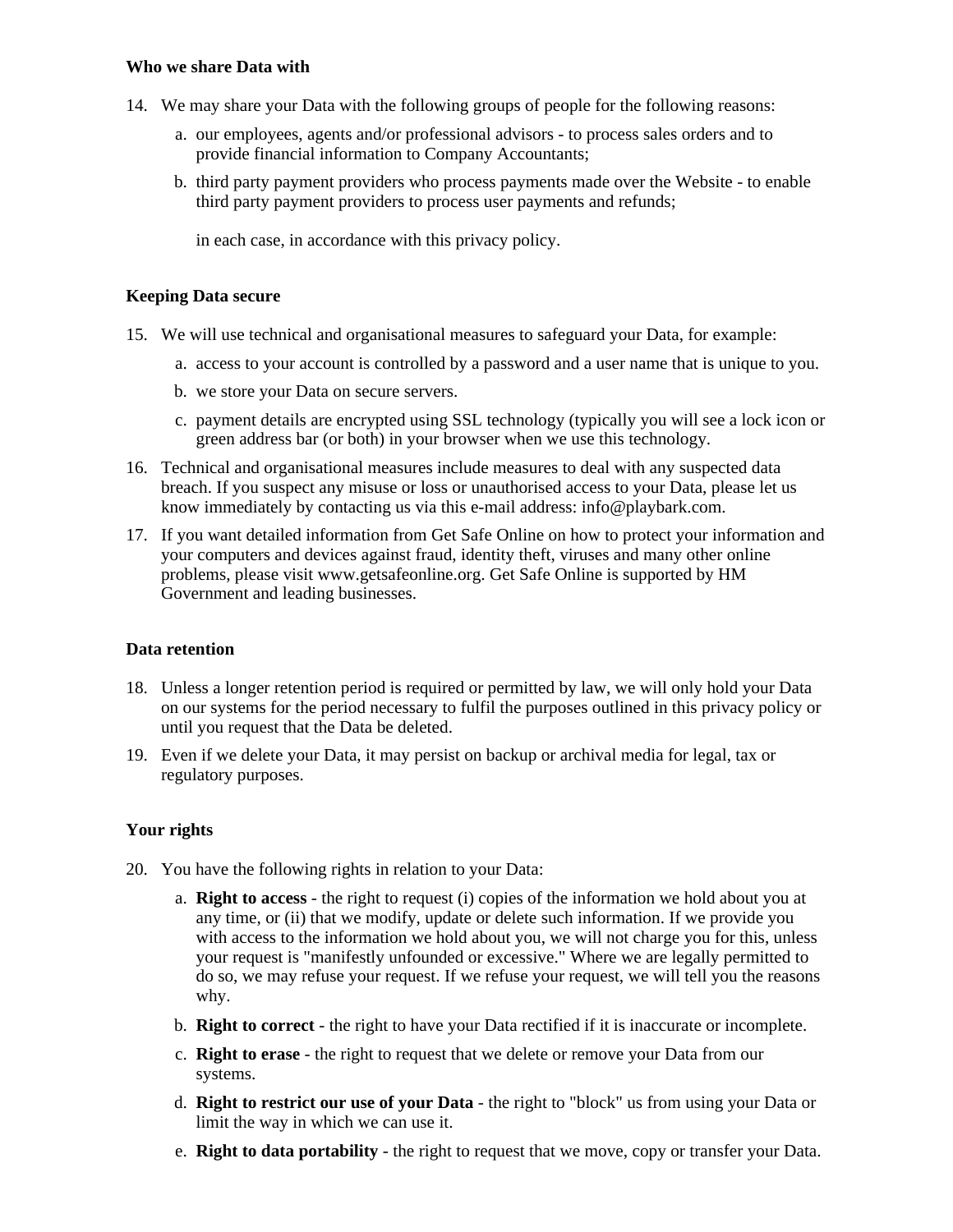**Who we share Data with**

14. We may share your Data with the following groups of people for the following reasons:
    a. our employees, agents and/or professional advisors - to process sales orders and to provide financial information to Company Accountants;
    b. third party payment providers who process payments made over the Website - to enable third party payment providers to process user payments and refunds;

    in each case, in accordance with this privacy policy.

**Keeping Data secure**

15. We will use technical and organisational measures to safeguard your Data, for example:
    a. access to your account is controlled by a password and a user name that is unique to you.
    b. we store your Data on secure servers.
    c. payment details are encrypted using SSL technology (typically you will see a lock icon or green address bar (or both) in your browser when we use this technology.
16. Technical and organisational measures include measures to deal with any suspected data breach. If you suspect any misuse or loss or unauthorised access to your Data, please let us know immediately by contacting us via this e-mail address: info@playbark.com.
17. If you want detailed information from Get Safe Online on how to protect your information and your computers and devices against fraud, identity theft, viruses and many other online problems, please visit www.getsafeonline.org. Get Safe Online is supported by HM Government and leading businesses.

**Data retention**

18. Unless a longer retention period is required or permitted by law, we will only hold your Data on our systems for the period necessary to fulfil the purposes outlined in this privacy policy or until you request that the Data be deleted.
19. Even if we delete your Data, it may persist on backup or archival media for legal, tax or regulatory purposes.

**Your rights**

20. You have the following rights in relation to your Data:
    a. **Right to access** - the right to request (i) copies of the information we hold about you at any time, or (ii) that we modify, update or delete such information. If we provide you with access to the information we hold about you, we will not charge you for this, unless your request is "manifestly unfounded or excessive." Where we are legally permitted to do so, we may refuse your request. If we refuse your request, we will tell you the reasons why.
    b. **Right to correct** - the right to have your Data rectified if it is inaccurate or incomplete.
    c. **Right to erase** - the right to request that we delete or remove your Data from our systems.
    d. **Right to restrict our use of your Data** - the right to "block" us from using your Data or limit the way in which we can use it.
    e. **Right to data portability** - the right to request that we move, copy or transfer your Data.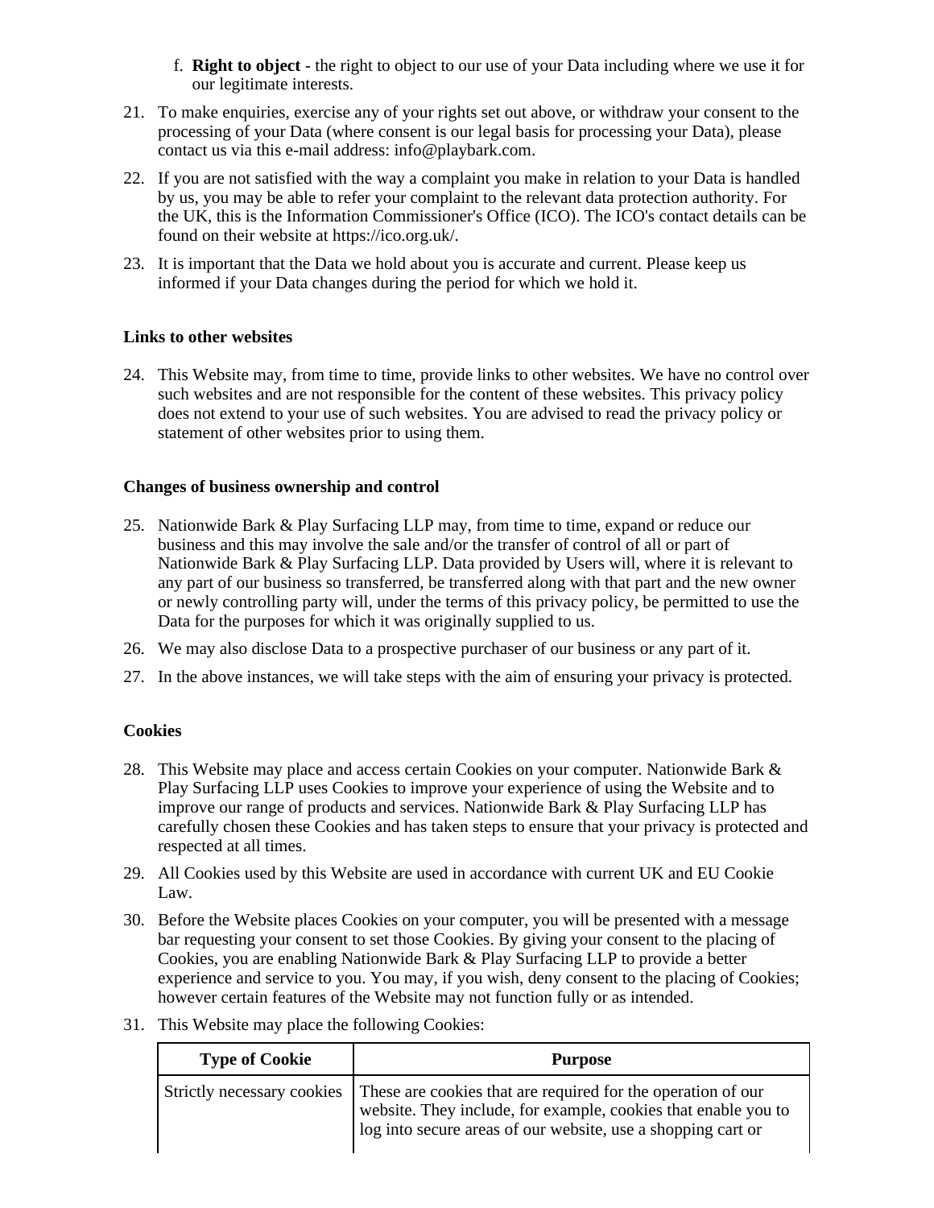f. **Right to object** - the right to object to our use of your Data including where we use it for our legitimate interests.

21. To make enquiries, exercise any of your rights set out above, or withdraw your consent to the processing of your Data (where consent is our legal basis for processing your Data), please contact us via this e-mail address: info@playbark.com.

22. If you are not satisfied with the way a complaint you make in relation to your Data is handled by us, you may be able to refer your complaint to the relevant data protection authority. For the UK, this is the Information Commissioner's Office (ICO). The ICO's contact details can be found on their website at https://ico.org.uk/.

23. It is important that the Data we hold about you is accurate and current. Please keep us informed if your Data changes during the period for which we hold it.

**Links to other websites**

24. This Website may, from time to time, provide links to other websites. We have no control over such websites and are not responsible for the content of these websites. This privacy policy does not extend to your use of such websites. You are advised to read the privacy policy or statement of other websites prior to using them.

**Changes of business ownership and control**

25. Nationwide Bark & Play Surfacing LLP may, from time to time, expand or reduce our business and this may involve the sale and/or the transfer of control of all or part of Nationwide Bark & Play Surfacing LLP. Data provided by Users will, where it is relevant to any part of our business so transferred, be transferred along with that part and the new owner or newly controlling party will, under the terms of this privacy policy, be permitted to use the Data for the purposes for which it was originally supplied to us.

26. We may also disclose Data to a prospective purchaser of our business or any part of it.

27. In the above instances, we will take steps with the aim of ensuring your privacy is protected.

**Cookies**

28. This Website may place and access certain Cookies on your computer. Nationwide Bark & Play Surfacing LLP uses Cookies to improve your experience of using the Website and to improve our range of products and services. Nationwide Bark & Play Surfacing LLP has carefully chosen these Cookies and has taken steps to ensure that your privacy is protected and respected at all times.

29. All Cookies used by this Website are used in accordance with current UK and EU Cookie Law.

30. Before the Website places Cookies on your computer, you will be presented with a message bar requesting your consent to set those Cookies. By giving your consent to the placing of Cookies, you are enabling Nationwide Bark & Play Surfacing LLP to provide a better experience and service to you. You may, if you wish, deny consent to the placing of Cookies; however certain features of the Website may not function fully or as intended.

31. This Website may place the following Cookies:

| Type of Cookie | Purpose |
| --- | --- |
| Strictly necessary cookies | These are cookies that are required for the operation of our website. They include, for example, cookies that enable you to log into secure areas of our website, use a shopping cart or |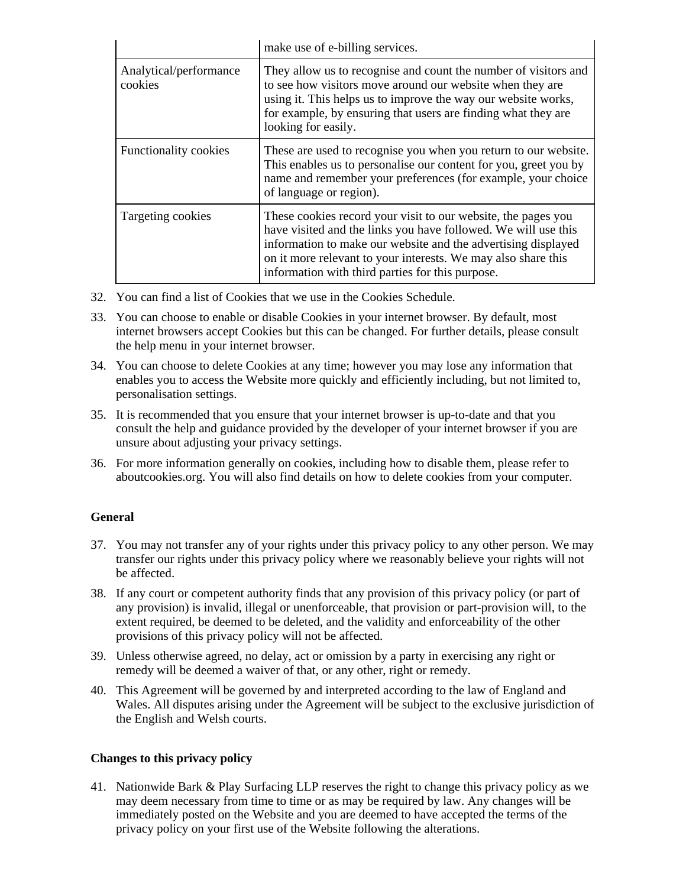| | |
|---|---|
| | make use of e-billing services. |
| Analytical/performance cookies | They allow us to recognise and count the number of visitors and to see how visitors move around our website when they are using it. This helps us to improve the way our website works, for example, by ensuring that users are finding what they are looking for easily. |
| Functionality cookies | These are used to recognise you when you return to our website. This enables us to personalise our content for you, greet you by name and remember your preferences (for example, your choice of language or region). |
| Targeting cookies | These cookies record your visit to our website, the pages you have visited and the links you have followed. We will use this information to make our website and the advertising displayed on it more relevant to your interests. We may also share this information with third parties for this purpose. |

32. You can find a list of Cookies that we use in the Cookies Schedule.
33. You can choose to enable or disable Cookies in your internet browser. By default, most internet browsers accept Cookies but this can be changed. For further details, please consult the help menu in your internet browser.
34. You can choose to delete Cookies at any time; however you may lose any information that enables you to access the Website more quickly and efficiently including, but not limited to, personalisation settings.
35. It is recommended that you ensure that your internet browser is up-to-date and that you consult the help and guidance provided by the developer of your internet browser if you are unsure about adjusting your privacy settings.
36. For more information generally on cookies, including how to disable them, please refer to aboutcookies.org. You will also find details on how to delete cookies from your computer.

**General**

37. You may not transfer any of your rights under this privacy policy to any other person. We may transfer our rights under this privacy policy where we reasonably believe your rights will not be affected.
38. If any court or competent authority finds that any provision of this privacy policy (or part of any provision) is invalid, illegal or unenforceable, that provision or part-provision will, to the extent required, be deemed to be deleted, and the validity and enforceability of the other provisions of this privacy policy will not be affected.
39. Unless otherwise agreed, no delay, act or omission by a party in exercising any right or remedy will be deemed a waiver of that, or any other, right or remedy.
40. This Agreement will be governed by and interpreted according to the law of England and Wales. All disputes arising under the Agreement will be subject to the exclusive jurisdiction of the English and Welsh courts.

**Changes to this privacy policy**

41. Nationwide Bark & Play Surfacing LLP reserves the right to change this privacy policy as we may deem necessary from time to time or as may be required by law. Any changes will be immediately posted on the Website and you are deemed to have accepted the terms of the privacy policy on your first use of the Website following the alterations.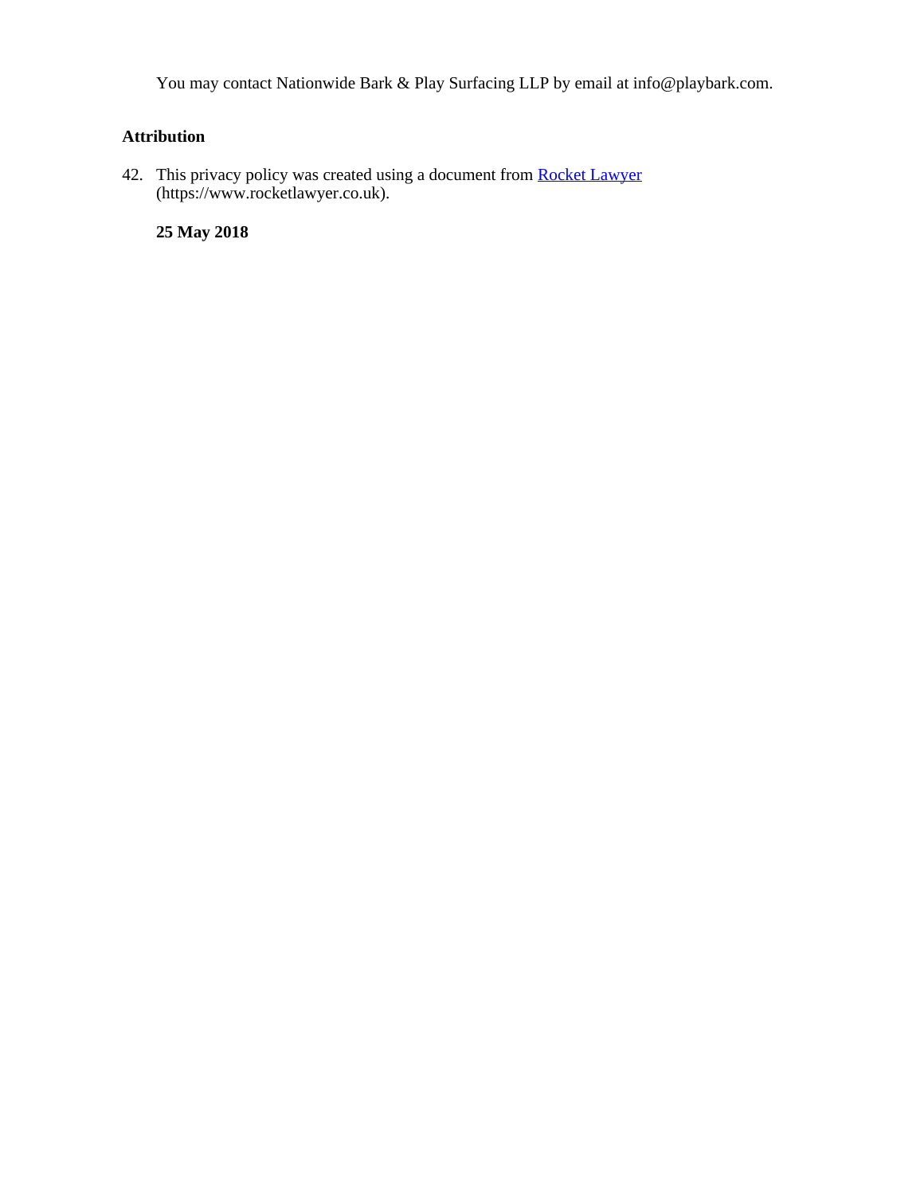You may contact Nationwide Bark & Play Surfacing LLP by email at info@playbark.com.

## Attribution

42. This privacy policy was created using a document from [Rocket Lawyer](https://www.rocketlawyer.co.uk) (https://www.rocketlawyer.co.uk).

**25 May 2018**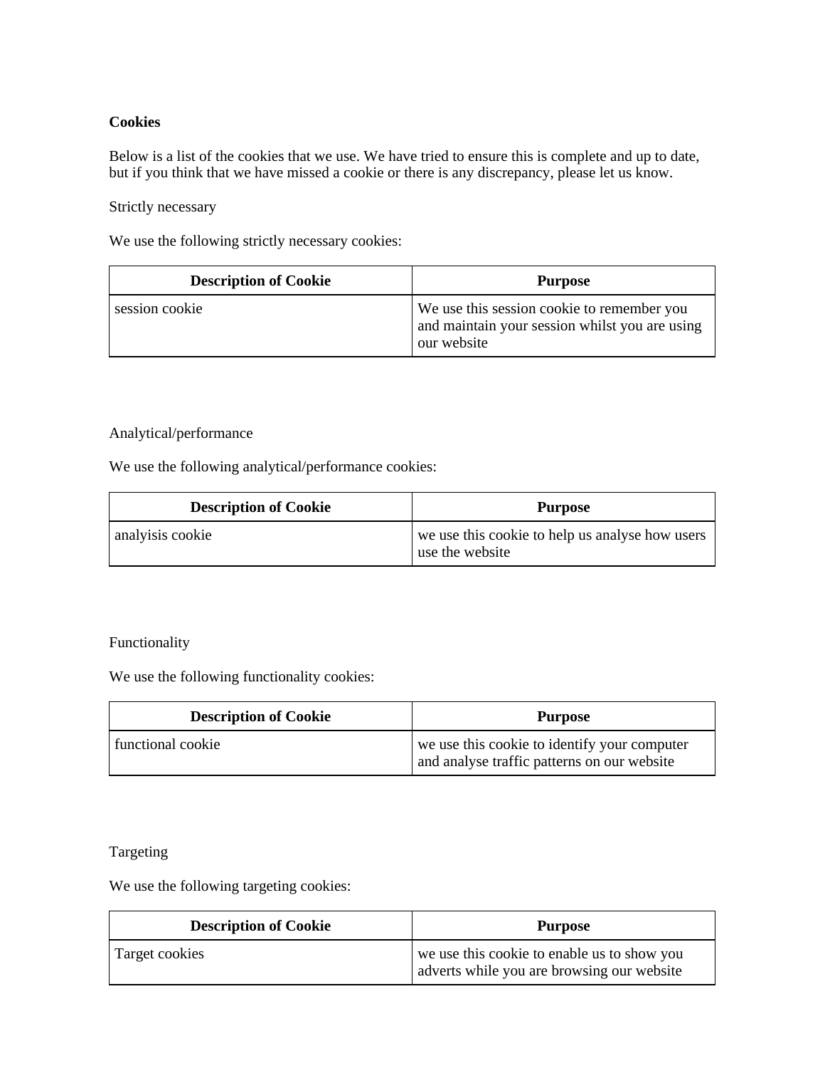**Cookies**

Below is a list of the cookies that we use. We have tried to ensure this is complete and up to date, but if you think that we have missed a cookie or there is any discrepancy, please let us know.

Strictly necessary

We use the following strictly necessary cookies:

| Description of Cookie | Purpose |
| --- | --- |
| session cookie | We use this session cookie to remember you and maintain your session whilst you are using our website |

Analytical/performance

We use the following analytical/performance cookies:

| Description of Cookie | Purpose |
| --- | --- |
| analyisis cookie | we use this cookie to help us analyse how users use the website |

Functionality

We use the following functionality cookies:

| Description of Cookie | Purpose |
| --- | --- |
| functional cookie | we use this cookie to identify your computer and analyse traffic patterns on our website |

Targeting

We use the following targeting cookies:

| Description of Cookie | Purpose |
| --- | --- |
| Target cookies | we use this cookie to enable us to show you adverts while you are browsing our website |